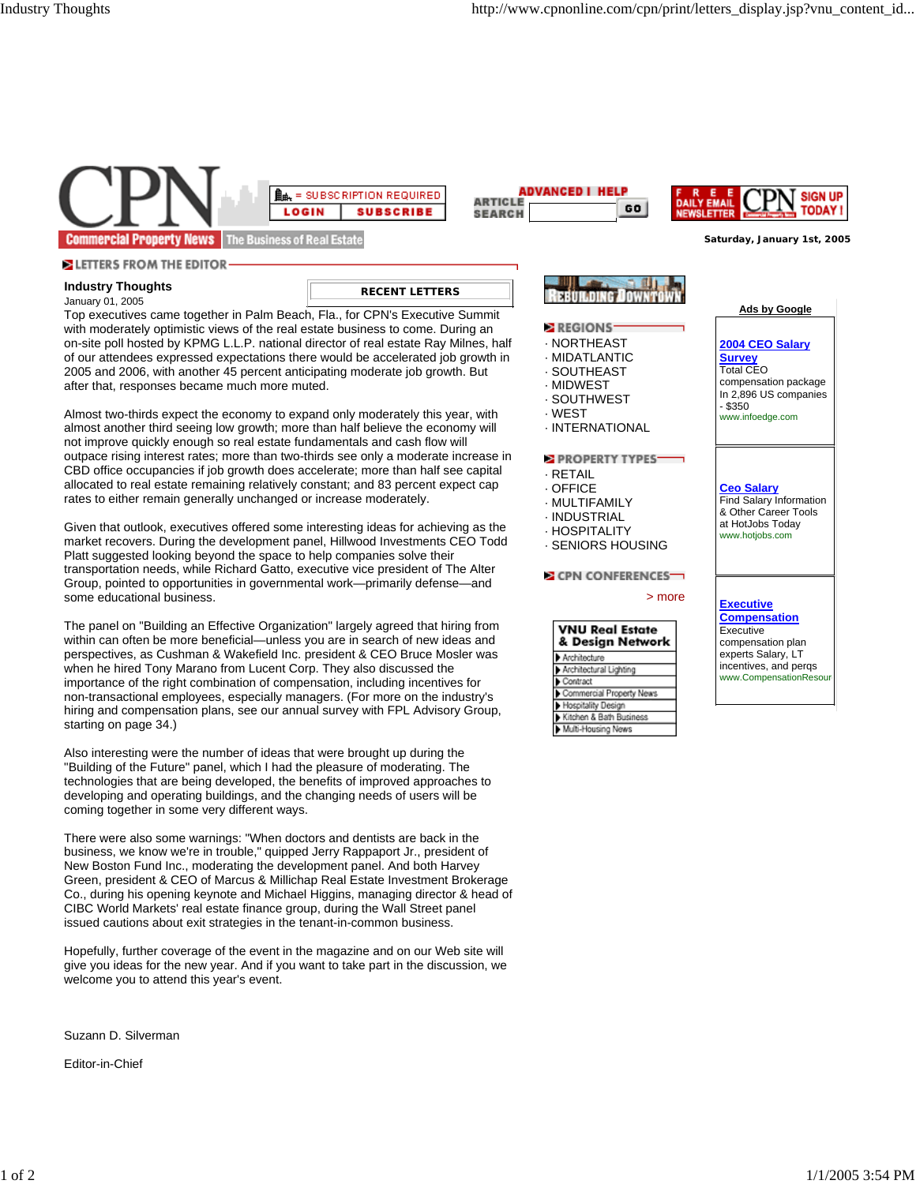# Industry Thoughts

January 01, 2005

Top executives came together in Palm Beach, Fla., for CPN's Executive Summit with moderately optimistic views of the real estate business to come. During an on-site poll hosted by KPMG L.L.P. national director of real estate Ray Milnes, half of our attendees expressed expectations there would be accelerated job growth in 2005 and 2006, with another 45 percent anticipating moderate job growth. But after that, responses became much more muted.

Almost two-thirds expect the economy to expand only moderately this year, with almost another third seeing low growth; more than half believe the economy will not improve quickly enough so real estate fundamentals and cash flow will outpace rising interest rates; more than two-thirds see only a moderate increase in CBD office occupancies if job growth does accelerate; more than half see capital allocated to real estate remaining relatively constant; and 83 percent expect cap rates to either remain generally unchanged or increase moderately.

Given that outlook, executives offered some interesting ideas for achieving as the market recovers. During the development panel, Hillwood Investments CEO Todd Platt suggested looking beyond the space to help companies solve their transportation needs, while Richard Gatto, executive vice president of The Alter Group, pointed to opportunities in governmental work—primarily defense—and some educational business.

The panel on "Building an Effective Organization" largely agreed that hiring from within can often be more beneficial—unless you are in search of new ideas and perspectives, as Cushman & Wakefield Inc. president & CEO Bruce Mosler was when he hired Tony Marano from Lucent Corp. They also discussed the importance of the right combination of compensation, including incentives for non-transactional employees, especially managers. (For more on the industry's hiring and compensation plans, see our annual survey with FPL Advisory Group, starting on page 34.)

Also interesting were the number of ideas that were brought up during the "Building of the Future" panel, which I had the pleasure of moderating. The technologies that are being developed, the benefits of improved approaches to developing and operating buildings, and the changing needs of users will be coming together in some very different ways.

There were also some warnings: "When doctors and dentists are back in the business, we know we're in trouble," quipped Jerry Rappaport Jr., president of New Boston Fund Inc., moderating the development panel. And both Harvey Green, president & CEO of Marcus & Millichap Real Estate Investment Brokerage Co., during his opening keynote and Michael Higgins, managing director & head of CIBC World Markets' real estate finance group, during the Wall Street panel issued cautions about exit strategies in the tenant-in-common business.

Hopefully, further coverage of the event in the magazine and on our Web site will give you ideas for the new year. And if you want to take part in the discussion, we welcome you to attend this year's event.

Suzann D. Silverman

Editor-in-Chief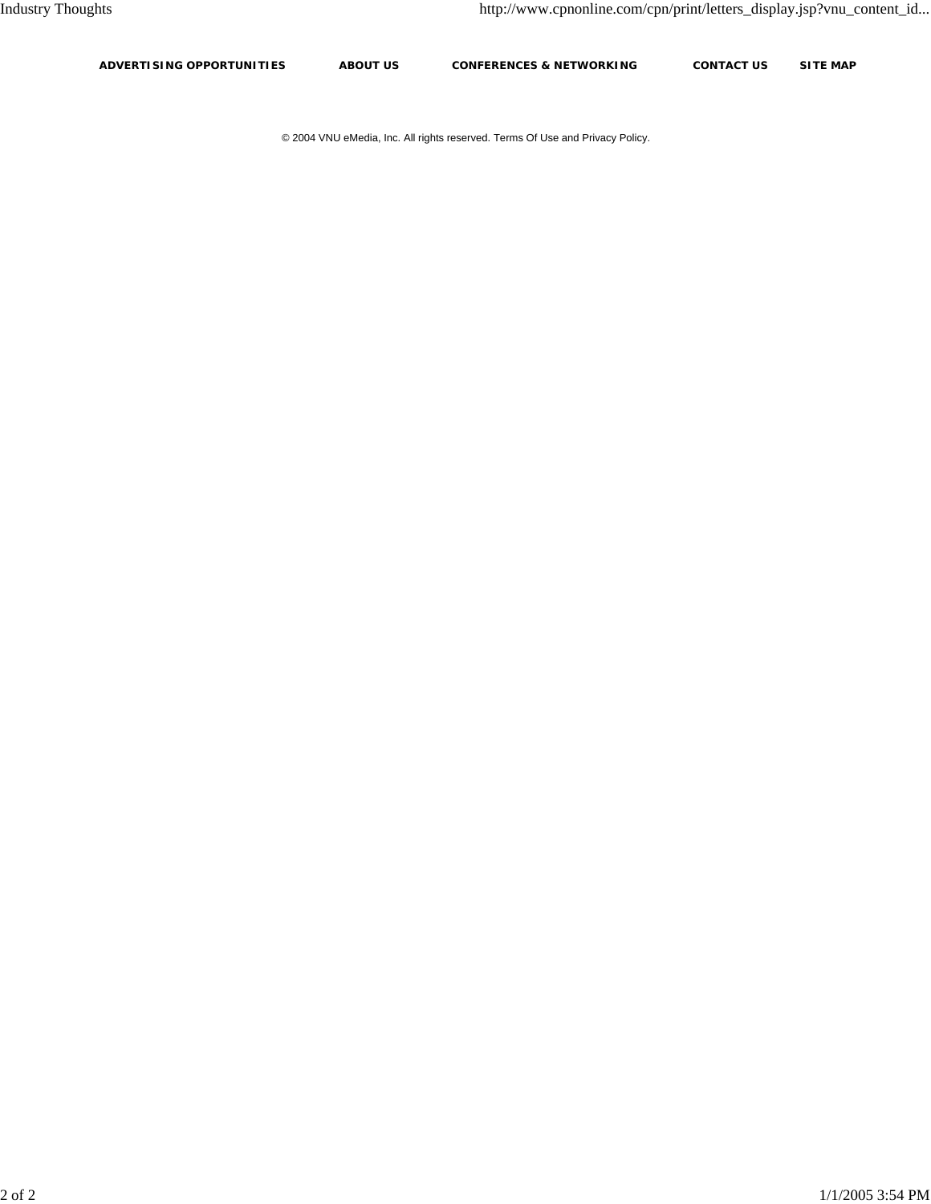ADVERTISING OPPORTUNITIES　ABOUT US　CONFERENCES & NETWORKING　CONTACT US　SITE MAP

© 2004 VNU eMedia, Inc. All rights reserved. Terms Of Use and Privacy Policy.